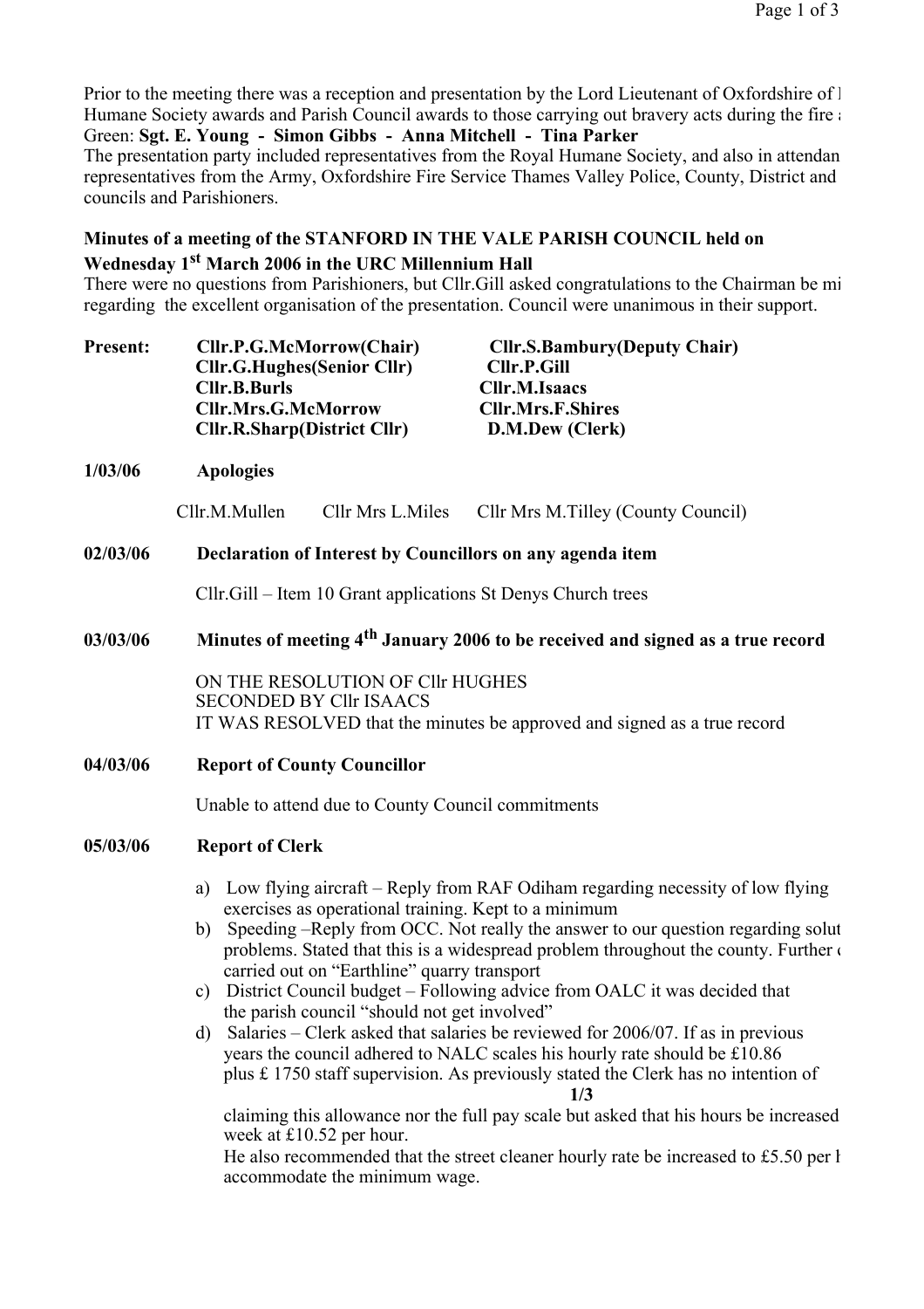Prior to the meeting there was a reception and presentation by the Lord Lieutenant of Oxfordshire of I Humane Society awards and Parish Council awards to those carrying out bravery acts during the fire a Green: **Sgt. E. Young - Simon Gibbs - Anna Mitchell - Tina Parker**
The presentation party included representatives from the Royal Humane Society, and also in attendan representatives from the Army, Oxfordshire Fire Service Thames Valley Police, County, District and councils and Parishioners.

**Minutes of a meeting of the STANFORD IN THE VALE PARISH COUNCIL held on Wednesday 1st March 2006 in the URC Millennium Hall**

There were no questions from Parishioners, but Cllr.Gill asked congratulations to the Chairman be mi regarding the excellent organisation of the presentation. Council were unanimous in their support.

**Present:**
**Cllr.P.G.McMorrow(Chair)** **Cllr.S.Bambury(Deputy Chair)**
**Cllr.G.Hughes(Senior Cllr)** **Cllr.P.Gill**
**Cllr.B.Burls** **Cllr.M.Isaacs**
**Cllr.Mrs.G.McMorrow** **Cllr.Mrs.F.Shires**
**Cllr.R.Sharp(District Cllr)** **D.M.Dew (Clerk)**

**1/03/06 Apologies**

Cllr.M.Mullen Cllr Mrs L.Miles Cllr Mrs M.Tilley (County Council)

**02/03/06 Declaration of Interest by Councillors on any agenda item**

Cllr.Gill – Item 10 Grant applications St Denys Church trees

**03/03/06 Minutes of meeting 4th January 2006 to be received and signed as a true record**

ON THE RESOLUTION OF Cllr HUGHES
SECONDED BY Cllr ISAACS
IT WAS RESOLVED that the minutes be approved and signed as a true record

**04/03/06 Report of County Councillor**

Unable to attend due to County Council commitments

**05/03/06 Report of Clerk**

a) Low flying aircraft – Reply from RAF Odiham regarding necessity of low flying exercises as operational training. Kept to a minimum
b) Speeding –Reply from OCC. Not really the answer to our question regarding solut problems. Stated that this is a widespread problem throughout the county. Further c carried out on "Earthline" quarry transport
c) District Council budget – Following advice from OALC it was decided that the parish council "should not get involved"
d) Salaries – Clerk asked that salaries be reviewed for 2006/07. If as in previous years the council adhered to NALC scales his hourly rate should be £10.86 plus £ 1750 staff supervision. As previously stated the Clerk has no intention of claiming this allowance nor the full pay scale but asked that his hours be increased week at £10.52 per hour.
He also recommended that the street cleaner hourly rate be increased to £5.50 per h accommodate the minimum wage.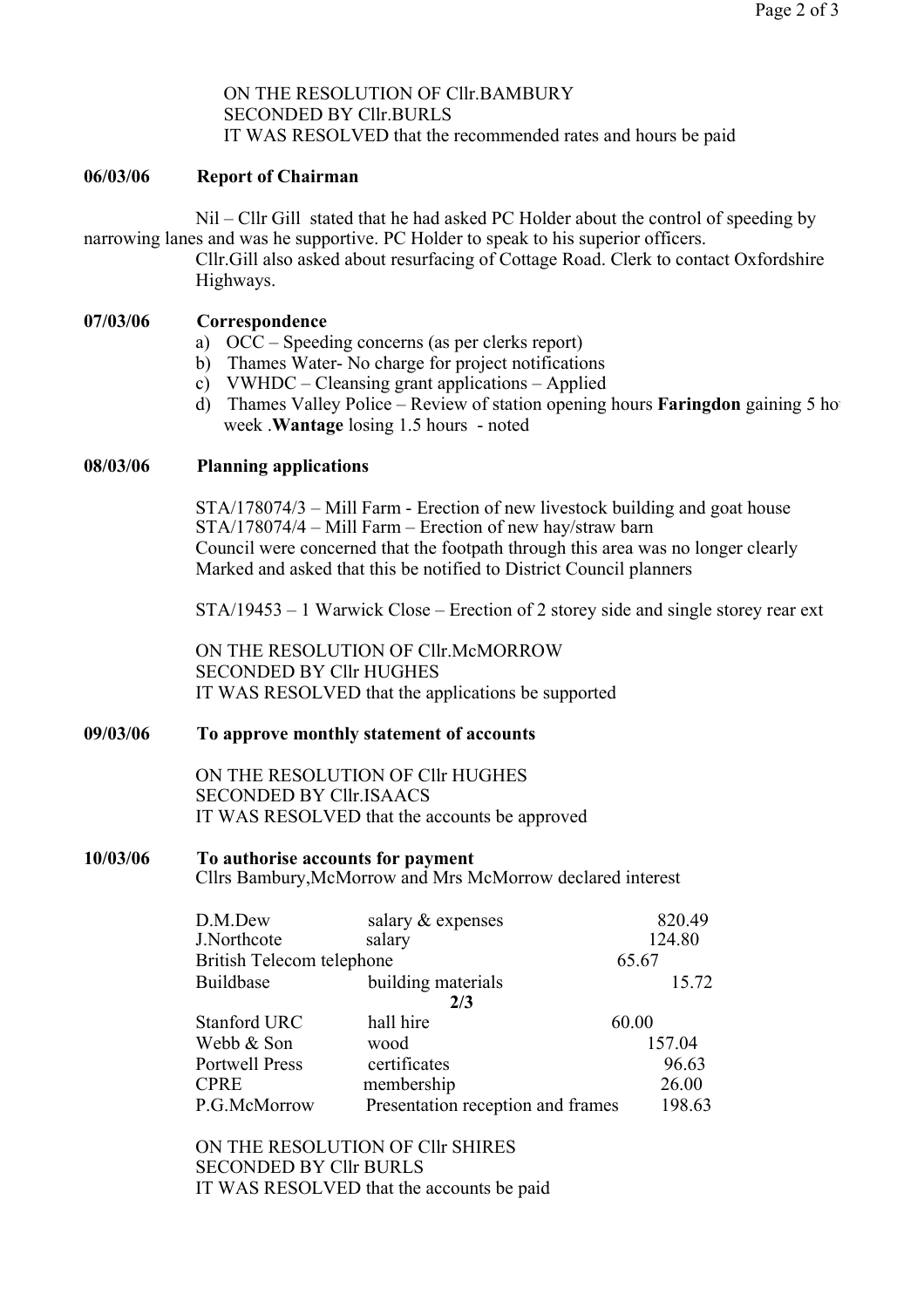ON THE RESOLUTION OF Cllr.BAMBURY
SECONDED BY Cllr.BURLS
IT WAS RESOLVED that the recommended rates and hours be paid

**06/03/06 Report of Chairman**

Nil – Cllr Gill stated that he had asked PC Holder about the control of speeding by narrowing lanes and was he supportive. PC Holder to speak to his superior officers.
Cllr.Gill also asked about resurfacing of Cottage Road. Clerk to contact Oxfordshire Highways.

**07/03/06 Correspondence**

a) OCC – Speeding concerns (as per clerks report)
b) Thames Water- No charge for project notifications
c) VWHDC – Cleansing grant applications – Applied
d) Thames Valley Police – Review of station opening hours **Faringdon** gaining 5 ho week .**Wantage** losing 1.5 hours - noted

**08/03/06 Planning applications**

STA/178074/3 – Mill Farm - Erection of new livestock building and goat house
STA/178074/4 – Mill Farm – Erection of new hay/straw barn
Council were concerned that the footpath through this area was no longer clearly Marked and asked that this be notified to District Council planners

STA/19453 – 1 Warwick Close – Erection of 2 storey side and single storey rear ext

ON THE RESOLUTION OF Cllr.McMORROW
SECONDED BY Cllr HUGHES
IT WAS RESOLVED that the applications be supported

**09/03/06 To approve monthly statement of accounts**

ON THE RESOLUTION OF Cllr HUGHES
SECONDED BY Cllr.ISAACS
IT WAS RESOLVED that the accounts be approved

**10/03/06 To authorise accounts for payment**

Cllrs Bambury,McMorrow and Mrs McMorrow declared interest

| | | |
|---|---|---|
| D.M.Dew | salary & expenses | 820.49 |
| J.Northcote | salary | 124.80 |
| British Telecom telephone | | 65.67 |
| Buildbase | building materials | 15.72 |
| Stanford URC | hall hire | 60.00 |
| Webb & Son | wood | 157.04 |
| Portwell Press | certificates | 96.63 |
| CPRE | membership | 26.00 |
| P.G.McMorrow | Presentation reception and frames | 198.63 |

ON THE RESOLUTION OF Cllr SHIRES
SECONDED BY Cllr BURLS
IT WAS RESOLVED that the accounts be paid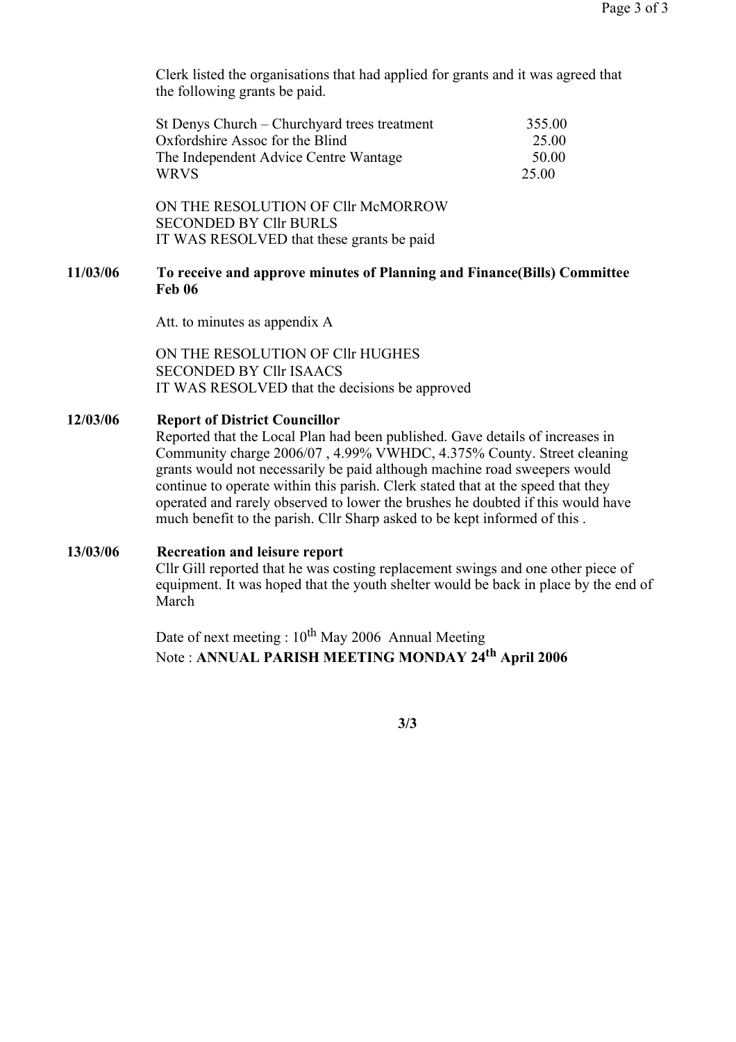Clerk listed the organisations that had applied for grants and it was agreed that the following grants be paid.

| | |
|---|---|
| St Denys Church – Churchyard trees treatment | 355.00 |
| Oxfordshire Assoc for the Blind | 25.00 |
| The Independent Advice Centre Wantage | 50.00 |
| WRVS | 25.00 |

ON THE RESOLUTION OF Cllr McMORROW
SECONDED BY Cllr BURLS
IT WAS RESOLVED that these grants be paid

**11/03/06 To receive and approve minutes of Planning and Finance(Bills) Committee Feb 06**

Att. to minutes as appendix A

ON THE RESOLUTION OF Cllr HUGHES
SECONDED BY Cllr ISAACS
IT WAS RESOLVED that the decisions be approved

**12/03/06 Report of District Councillor**

Reported that the Local Plan had been published. Gave details of increases in Community charge 2006/07 , 4.99% VWHDC, 4.375% County. Street cleaning grants would not necessarily be paid although machine road sweepers would continue to operate within this parish. Clerk stated that at the speed that they operated and rarely observed to lower the brushes he doubted if this would have much benefit to the parish. Cllr Sharp asked to be kept informed of this .

**13/03/06 Recreation and leisure report**

Cllr Gill reported that he was costing replacement swings and one other piece of equipment. It was hoped that the youth shelter would be back in place by the end of March

Date of next meeting : 10th May 2006 Annual Meeting
Note : **ANNUAL PARISH MEETING MONDAY 24th April 2006**